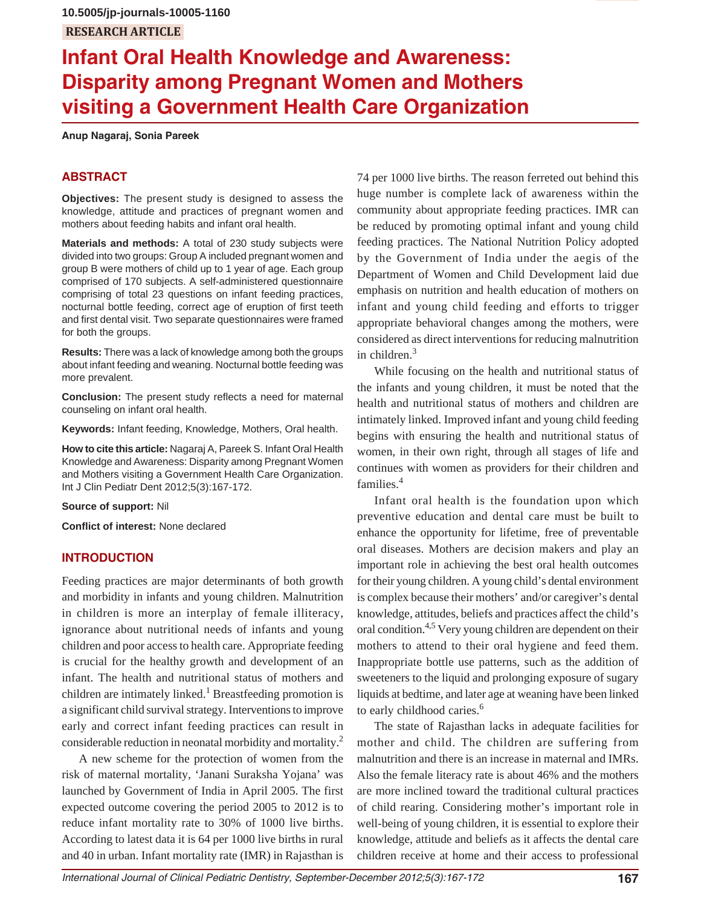10.5005/jp-journals-10005-1160

RESEARCH ARTICLE

# Infant Oral Health Knowledge and Awareness: Disparity among Pregnant Women and Mothers visiting a Government Health Care Organization

**Anup Nagaraj, Sonia Pareek**

## ABSTRACT

**Objectives:** The present study is designed to assess the knowledge, attitude and practices of pregnant women and mothers about feeding habits and infant oral health.

**Materials and methods:** A total of 230 study subjects were divided into two groups: Group A included pregnant women and group B were mothers of child up to 1 year of age. Each group comprised of 170 subjects. A self-administered questionnaire comprising of total 23 questions on infant feeding practices, nocturnal bottle feeding, correct age of eruption of first teeth and first dental visit. Two separate questionnaires were framed for both the groups.

**Results:** There was a lack of knowledge among both the groups about infant feeding and weaning. Nocturnal bottle feeding was more prevalent.

**Conclusion:** The present study reflects a need for maternal counseling on infant oral health.

**Keywords:** Infant feeding, Knowledge, Mothers, Oral health.

**How to cite this article:** Nagaraj A, Pareek S. Infant Oral Health Knowledge and Awareness: Disparity among Pregnant Women and Mothers visiting a Government Health Care Organization. Int J Clin Pediatr Dent 2012;5(3):167-172.

**Source of support:** Nil

**Conflict of interest:** None declared

## INTRODUCTION

Feeding practices are major determinants of both growth and morbidity in infants and young children. Malnutrition in children is more an interplay of female illiteracy, ignorance about nutritional needs of infants and young children and poor access to health care. Appropriate feeding is crucial for the healthy growth and development of an infant. The health and nutritional status of mothers and children are intimately linked.[1] Breastfeeding promotion is a significant child survival strategy. Interventions to improve early and correct infant feeding practices can result in considerable reduction in neonatal morbidity and mortality.[2]

A new scheme for the protection of women from the risk of maternal mortality, 'Janani Suraksha Yojana' was launched by Government of India in April 2005. The first expected outcome covering the period 2005 to 2012 is to reduce infant mortality rate to 30% of 1000 live births. According to latest data it is 64 per 1000 live births in rural and 40 in urban. Infant mortality rate (IMR) in Rajasthan is 74 per 1000 live births. The reason ferreted out behind this huge number is complete lack of awareness within the community about appropriate feeding practices. IMR can be reduced by promoting optimal infant and young child feeding practices. The National Nutrition Policy adopted by the Government of India under the aegis of the Department of Women and Child Development laid due emphasis on nutrition and health education of mothers on infant and young child feeding and efforts to trigger appropriate behavioral changes among the mothers, were considered as direct interventions for reducing malnutrition in children.[3]

While focusing on the health and nutritional status of the infants and young children, it must be noted that the health and nutritional status of mothers and children are intimately linked. Improved infant and young child feeding begins with ensuring the health and nutritional status of women, in their own right, through all stages of life and continues with women as providers for their children and families.[4]

Infant oral health is the foundation upon which preventive education and dental care must be built to enhance the opportunity for lifetime, free of preventable oral diseases. Mothers are decision makers and play an important role in achieving the best oral health outcomes for their young children. A young child's dental environment is complex because their mothers' and/or caregiver's dental knowledge, attitudes, beliefs and practices affect the child's oral condition.[4,5] Very young children are dependent on their mothers to attend to their oral hygiene and feed them. Inappropriate bottle use patterns, such as the addition of sweeteners to the liquid and prolonging exposure of sugary liquids at bedtime, and later age at weaning have been linked to early childhood caries.[6]

The state of Rajasthan lacks in adequate facilities for mother and child. The children are suffering from malnutrition and there is an increase in maternal and IMRs. Also the female literacy rate is about 46% and the mothers are more inclined toward the traditional cultural practices of child rearing. Considering mother's important role in well-being of young children, it is essential to explore their knowledge, attitude and beliefs as it affects the dental care children receive at home and their access to professional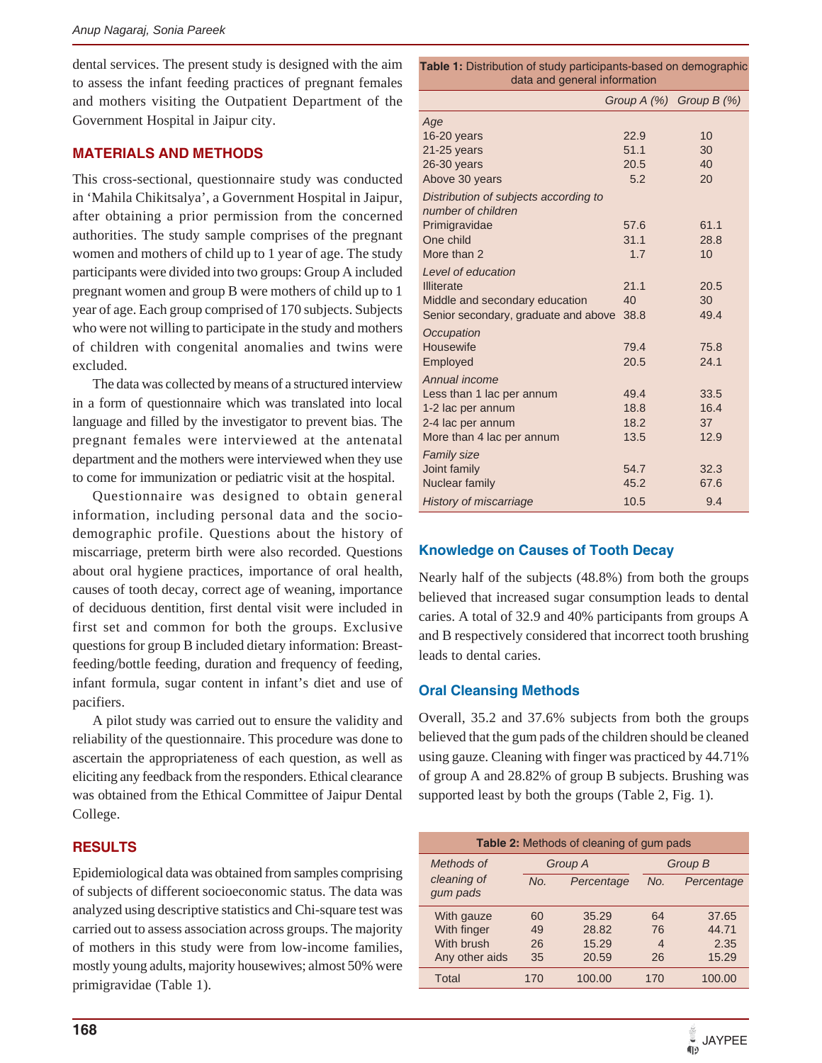dental services. The present study is designed with the aim to assess the infant feeding practices of pregnant females and mothers visiting the Outpatient Department of the Government Hospital in Jaipur city.

## MATERIALS AND METHODS

This cross-sectional, questionnaire study was conducted in 'Mahila Chikitsalya', a Government Hospital in Jaipur, after obtaining a prior permission from the concerned authorities. The study sample comprises of the pregnant women and mothers of child up to 1 year of age. The study participants were divided into two groups: Group A included pregnant women and group B were mothers of child up to 1 year of age. Each group comprised of 170 subjects. Subjects who were not willing to participate in the study and mothers of children with congenital anomalies and twins were excluded.

The data was collected by means of a structured interview in a form of questionnaire which was translated into local language and filled by the investigator to prevent bias. The pregnant females were interviewed at the antenatal department and the mothers were interviewed when they use to come for immunization or pediatric visit at the hospital.

Questionnaire was designed to obtain general information, including personal data and the socio-demographic profile. Questions about the history of miscarriage, preterm birth were also recorded. Questions about oral hygiene practices, importance of oral health, causes of tooth decay, correct age of weaning, importance of deciduous dentition, first dental visit were included in first set and common for both the groups. Exclusive questions for group B included dietary information: Breast-feeding/bottle feeding, duration and frequency of feeding, infant formula, sugar content in infant's diet and use of pacifiers.

A pilot study was carried out to ensure the validity and reliability of the questionnaire. This procedure was done to ascertain the appropriateness of each question, as well as eliciting any feedback from the responders. Ethical clearance was obtained from the Ethical Committee of Jaipur Dental College.

## RESULTS

Epidemiological data was obtained from samples comprising of subjects of different socioeconomic status. The data was analyzed using descriptive statistics and Chi-square test was carried out to assess association across groups. The majority of mothers in this study were from low-income families, mostly young adults, majority housewives; almost 50% were primigravidae (Table 1).

**Table 1:** Distribution of study participants-based on demographic data and general information

| | Group A (%) | Group B (%) |
|---|---|---|
| *Age* | | |
| 16-20 years | 22.9 | 10 |
| 21-25 years | 51.1 | 30 |
| 26-30 years | 20.5 | 40 |
| Above 30 years | 5.2 | 20 |
| *Distribution of subjects according to number of children* | | |
| Primigravidae | 57.6 | 61.1 |
| One child | 31.1 | 28.8 |
| More than 2 | 1.7 | 10 |
| *Level of education* | | |
| Illiterate | 21.1 | 20.5 |
| Middle and secondary education | 40 | 30 |
| Senior secondary, graduate and above | 38.8 | 49.4 |
| *Occupation* | | |
| Housewife | 79.4 | 75.8 |
| Employed | 20.5 | 24.1 |
| *Annual income* | | |
| Less than 1 lac per annum | 49.4 | 33.5 |
| 1-2 lac per annum | 18.8 | 16.4 |
| 2-4 lac per annum | 18.2 | 37 |
| More than 4 lac per annum | 13.5 | 12.9 |
| *Family size* | | |
| Joint family | 54.7 | 32.3 |
| Nuclear family | 45.2 | 67.6 |
| *History of miscarriage* | 10.5 | 9.4 |

### Knowledge on Causes of Tooth Decay

Nearly half of the subjects (48.8%) from both the groups believed that increased sugar consumption leads to dental caries. A total of 32.9 and 40% participants from groups A and B respectively considered that incorrect tooth brushing leads to dental caries.

### Oral Cleansing Methods

Overall, 35.2 and 37.6% subjects from both the groups believed that the gum pads of the children should be cleaned using gauze. Cleaning with finger was practiced by 44.71% of group A and 28.82% of group B subjects. Brushing was supported least by both the groups (Table 2, Fig. 1).

**Table 2:** Methods of cleaning of gum pads

| Methods of cleaning of gum pads | Group A | | Group B | |
|---|---|---|---|---|
| | No. | Percentage | No. | Percentage |
| With gauze | 60 | 35.29 | 64 | 37.65 |
| With finger | 49 | 28.82 | 76 | 44.71 |
| With brush | 26 | 15.29 | 4 | 2.35 |
| Any other aids | 35 | 20.59 | 26 | 15.29 |
| Total | 170 | 100.00 | 170 | 100.00 |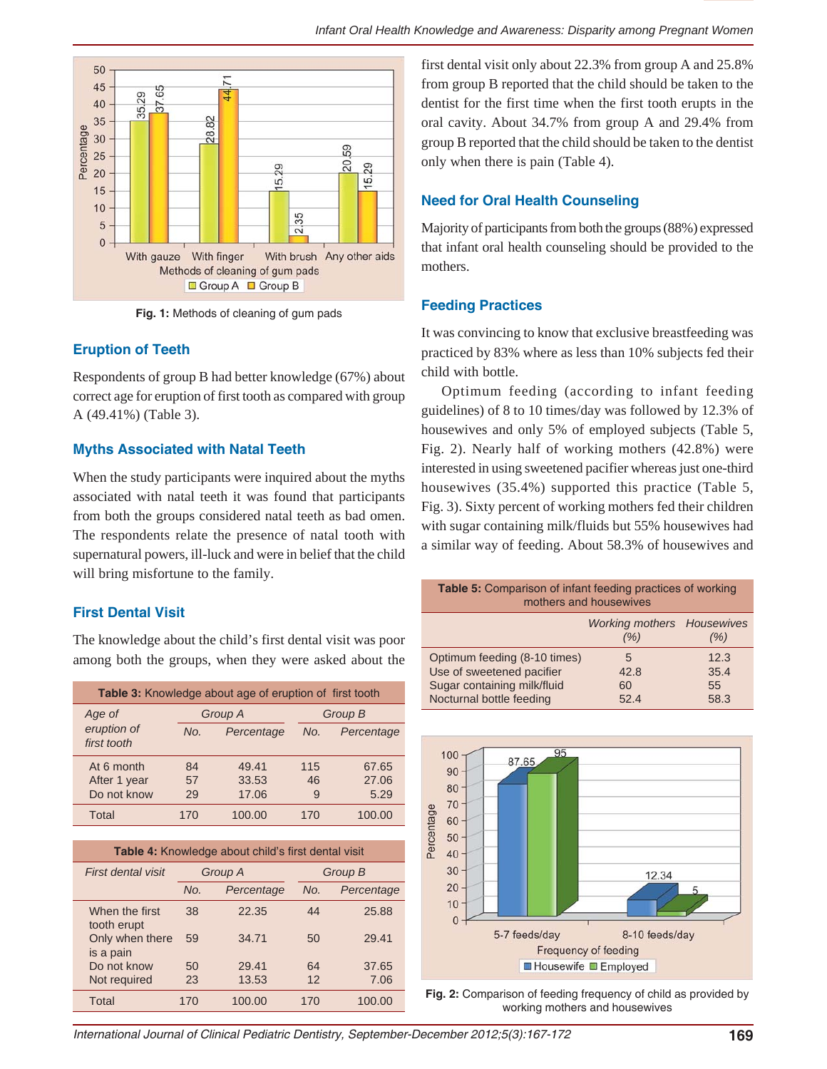Fig. 1: Methods of cleaning of gum pads

## Eruption of Teeth

Respondents of group B had better knowledge (67%) about correct age for eruption of first tooth as compared with group A (49.41%) (Table 3).

## Myths Associated with Natal Teeth

When the study participants were inquired about the myths associated with natal teeth it was found that participants from both the groups considered natal teeth as bad omen. The respondents relate the presence of natal tooth with supernatural powers, ill-luck and were in belief that the child will bring misfortune to the family.

## First Dental Visit

The knowledge about the child's first dental visit was poor among both the groups, when they were asked about the first dental visit only about 22.3% from group A and 25.8% from group B reported that the child should be taken to the dentist for the first time when the first tooth erupts in the oral cavity. About 34.7% from group A and 29.4% from group B reported that the child should be taken to the dentist only when there is pain (Table 4).

**Table 3:** Knowledge about age of eruption of first tooth

| Age of eruption of first tooth | Group A | | Group B | |
|---|---|---|---|---|
| | No. | Percentage | No. | Percentage |
| At 6 month | 84 | 49.41 | 115 | 67.65 |
| After 1 year | 57 | 33.53 | 46 | 27.06 |
| Do not know | 29 | 17.06 | 9 | 5.29 |
| Total | 170 | 100.00 | 170 | 100.00 |

**Table 4:** Knowledge about child's first dental visit

| First dental visit | Group A | | Group B | |
|---|---|---|---|---|
| | No. | Percentage | No. | Percentage |
| When the first tooth erupt | 38 | 22.35 | 44 | 25.88 |
| Only when there is a pain | 59 | 34.71 | 50 | 29.41 |
| Do not know | 50 | 29.41 | 64 | 37.65 |
| Not required | 23 | 13.53 | 12 | 7.06 |
| Total | 170 | 100.00 | 170 | 100.00 |

## Need for Oral Health Counseling

Majority of participants from both the groups (88%) expressed that infant oral health counseling should be provided to the mothers.

## Feeding Practices

It was convincing to know that exclusive breastfeeding was practiced by 83% where as less than 10% subjects fed their child with bottle.

Optimum feeding (according to infant feeding guidelines) of 8 to 10 times/day was followed by 12.3% of housewives and only 5% of employed subjects (Table 5, Fig. 2). Nearly half of working mothers (42.8%) were interested in using sweetened pacifier whereas just one-third housewives (35.4%) supported this practice (Table 5, Fig. 3). Sixty percent of working mothers fed their children with sugar containing milk/fluids but 55% housewives had a similar way of feeding. About 58.3% of housewives and

**Table 5:** Comparison of infant feeding practices of working mothers and housewives

| | Working mothers (%) | Housewives (%) |
|---|---|---|
| Optimum feeding (8-10 times) | 5 | 12.3 |
| Use of sweetened pacifier | 42.8 | 35.4 |
| Sugar containing milk/fluid | 60 | 55 |
| Nocturnal bottle feeding | 52.4 | 58.3 |

Fig. 2: Comparison of feeding frequency of child as provided by working mothers and housewives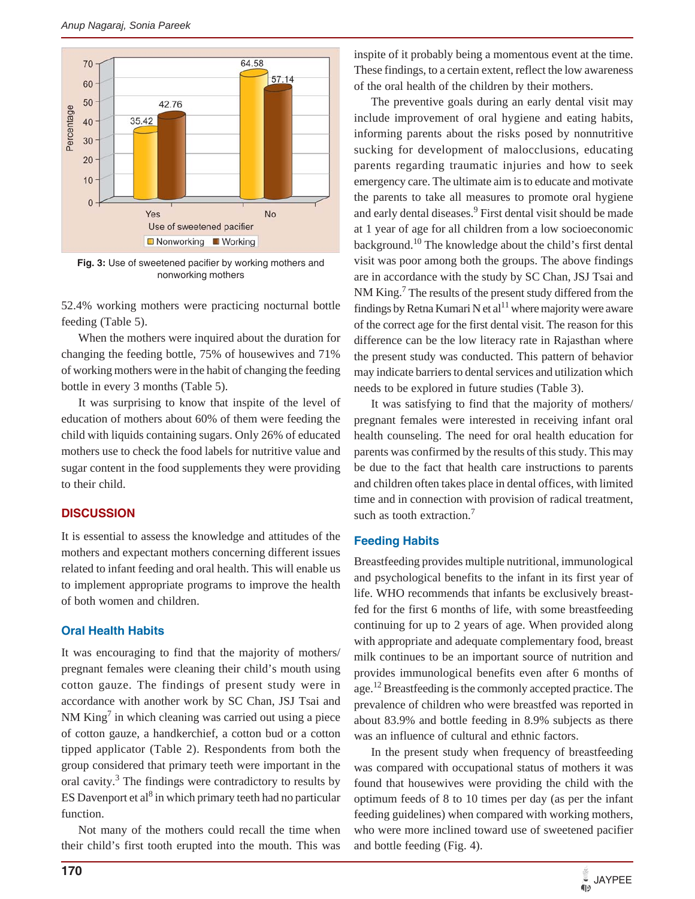Fig. 3: Use of sweetened pacifier by working mothers and nonworking mothers

52.4% working mothers were practicing nocturnal bottle feeding (Table 5).

When the mothers were inquired about the duration for changing the feeding bottle, 75% of housewives and 71% of working mothers were in the habit of changing the feeding bottle in every 3 months (Table 5).

It was surprising to know that inspite of the level of education of mothers about 60% of them were feeding the child with liquids containing sugars. Only 26% of educated mothers use to check the food labels for nutritive value and sugar content in the food supplements they were providing to their child.

## DISCUSSION

It is essential to assess the knowledge and attitudes of the mothers and expectant mothers concerning different issues related to infant feeding and oral health. This will enable us to implement appropriate programs to improve the health of both women and children.

### Oral Health Habits

It was encouraging to find that the majority of mothers/ pregnant females were cleaning their child's mouth using cotton gauze. The findings of present study were in accordance with another work by SC Chan, JSJ Tsai and NM King[7] in which cleaning was carried out using a piece of cotton gauze, a handkerchief, a cotton bud or a cotton tipped applicator (Table 2). Respondents from both the group considered that primary teeth were important in the oral cavity.[3] The findings were contradictory to results by ES Davenport et al[8] in which primary teeth had no particular function.

Not many of the mothers could recall the time when their child's first tooth erupted into the mouth. This was inspite of it probably being a momentous event at the time. These findings, to a certain extent, reflect the low awareness of the oral health of the children by their mothers.

The preventive goals during an early dental visit may include improvement of oral hygiene and eating habits, informing parents about the risks posed by nonnutritive sucking for development of malocclusions, educating parents regarding traumatic injuries and how to seek emergency care. The ultimate aim is to educate and motivate the parents to take all measures to promote oral hygiene and early dental diseases.[9] First dental visit should be made at 1 year of age for all children from a low socioeconomic background.[10] The knowledge about the child's first dental visit was poor among both the groups. The above findings are in accordance with the study by SC Chan, JSJ Tsai and NM King.[7] The results of the present study differed from the findings by Retna Kumari N et al[11] where majority were aware of the correct age for the first dental visit. The reason for this difference can be the low literacy rate in Rajasthan where the present study was conducted. This pattern of behavior may indicate barriers to dental services and utilization which needs to be explored in future studies (Table 3).

It was satisfying to find that the majority of mothers/ pregnant females were interested in receiving infant oral health counseling. The need for oral health education for parents was confirmed by the results of this study. This may be due to the fact that health care instructions to parents and children often takes place in dental offices, with limited time and in connection with provision of radical treatment, such as tooth extraction.[7]

### Feeding Habits

Breastfeeding provides multiple nutritional, immunological and psychological benefits to the infant in its first year of life. WHO recommends that infants be exclusively breast-fed for the first 6 months of life, with some breastfeeding continuing for up to 2 years of age. When provided along with appropriate and adequate complementary food, breast milk continues to be an important source of nutrition and provides immunological benefits even after 6 months of age.[12] Breastfeeding is the commonly accepted practice. The prevalence of children who were breastfed was reported in about 83.9% and bottle feeding in 8.9% subjects as there was an influence of cultural and ethnic factors.

In the present study when frequency of breastfeeding was compared with occupational status of mothers it was found that housewives were providing the child with the optimum feeds of 8 to 10 times per day (as per the infant feeding guidelines) when compared with working mothers, who were more inclined toward use of sweetened pacifier and bottle feeding (Fig. 4).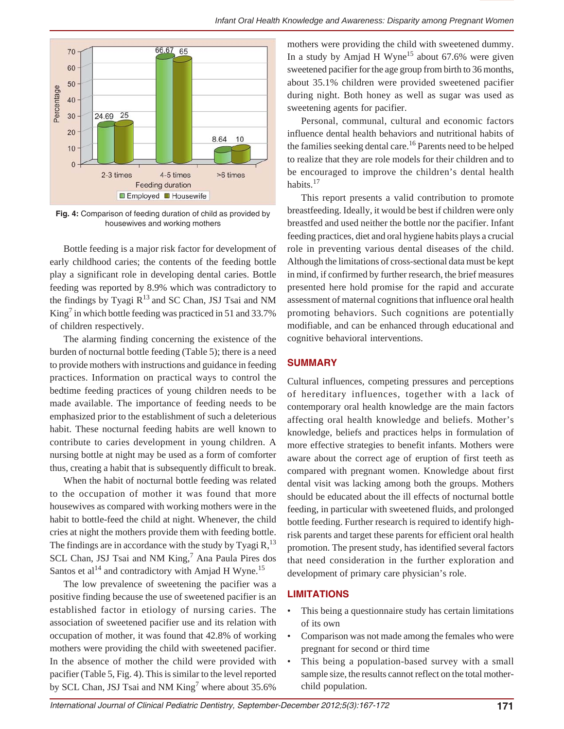Fig. 4: Comparison of feeding duration of child as provided by housewives and working mothers

Bottle feeding is a major risk factor for development of early childhood caries; the contents of the feeding bottle play a significant role in developing dental caries. Bottle feeding was reported by 8.9% which was contradictory to the findings by Tyagi R[13] and SC Chan, JSJ Tsai and NM King[7] in which bottle feeding was practiced in 51 and 33.7% of children respectively.

The alarming finding concerning the existence of the burden of nocturnal bottle feeding (Table 5); there is a need to provide mothers with instructions and guidance in feeding practices. Information on practical ways to control the bedtime feeding practices of young children needs to be made available. The importance of feeding needs to be emphasized prior to the establishment of such a deleterious habit. These nocturnal feeding habits are well known to contribute to caries development in young children. A nursing bottle at night may be used as a form of comforter thus, creating a habit that is subsequently difficult to break.

When the habit of nocturnal bottle feeding was related to the occupation of mother it was found that more housewives as compared with working mothers were in the habit to bottle-feed the child at night. Whenever, the child cries at night the mothers provide them with feeding bottle. The findings are in accordance with the study by Tyagi R,[13] SCL Chan, JSJ Tsai and NM King,[7] Ana Paula Pires dos Santos et al[14] and contradictory with Amjad H Wyne.[15]

The low prevalence of sweetening the pacifier was a positive finding because the use of sweetened pacifier is an established factor in etiology of nursing caries. The association of sweetened pacifier use and its relation with occupation of mother, it was found that 42.8% of working mothers were providing the child with sweetened pacifier. In the absence of mother the child were provided with pacifier (Table 5, Fig. 4). This is similar to the level reported by SCL Chan, JSJ Tsai and NM King[7] where about 35.6% mothers were providing the child with sweetened dummy. In a study by Amjad H Wyne[15] about 67.6% were given sweetened pacifier for the age group from birth to 36 months, about 35.1% children were provided sweetened pacifier during night. Both honey as well as sugar was used as sweetening agents for pacifier.

Personal, communal, cultural and economic factors influence dental health behaviors and nutritional habits of the families seeking dental care.[16] Parents need to be helped to realize that they are role models for their children and to be encouraged to improve the children's dental health habits.[17]

This report presents a valid contribution to promote breastfeeding. Ideally, it would be best if children were only breastfed and used neither the bottle nor the pacifier. Infant feeding practices, diet and oral hygiene habits plays a crucial role in preventing various dental diseases of the child. Although the limitations of cross-sectional data must be kept in mind, if confirmed by further research, the brief measures presented here hold promise for the rapid and accurate assessment of maternal cognitions that influence oral health promoting behaviors. Such cognitions are potentially modifiable, and can be enhanced through educational and cognitive behavioral interventions.

## SUMMARY

Cultural influences, competing pressures and perceptions of hereditary influences, together with a lack of contemporary oral health knowledge are the main factors affecting oral health knowledge and beliefs. Mother's knowledge, beliefs and practices helps in formulation of more effective strategies to benefit infants. Mothers were aware about the correct age of eruption of first teeth as compared with pregnant women. Knowledge about first dental visit was lacking among both the groups. Mothers should be educated about the ill effects of nocturnal bottle feeding, in particular with sweetened fluids, and prolonged bottle feeding. Further research is required to identify high-risk parents and target these parents for efficient oral health promotion. The present study, has identified several factors that need consideration in the further exploration and development of primary care physician's role.

## LIMITATIONS

- This being a questionnaire study has certain limitations of its own
- Comparison was not made among the females who were pregnant for second or third time
- This being a population-based survey with a small sample size, the results cannot reflect on the total mother-child population.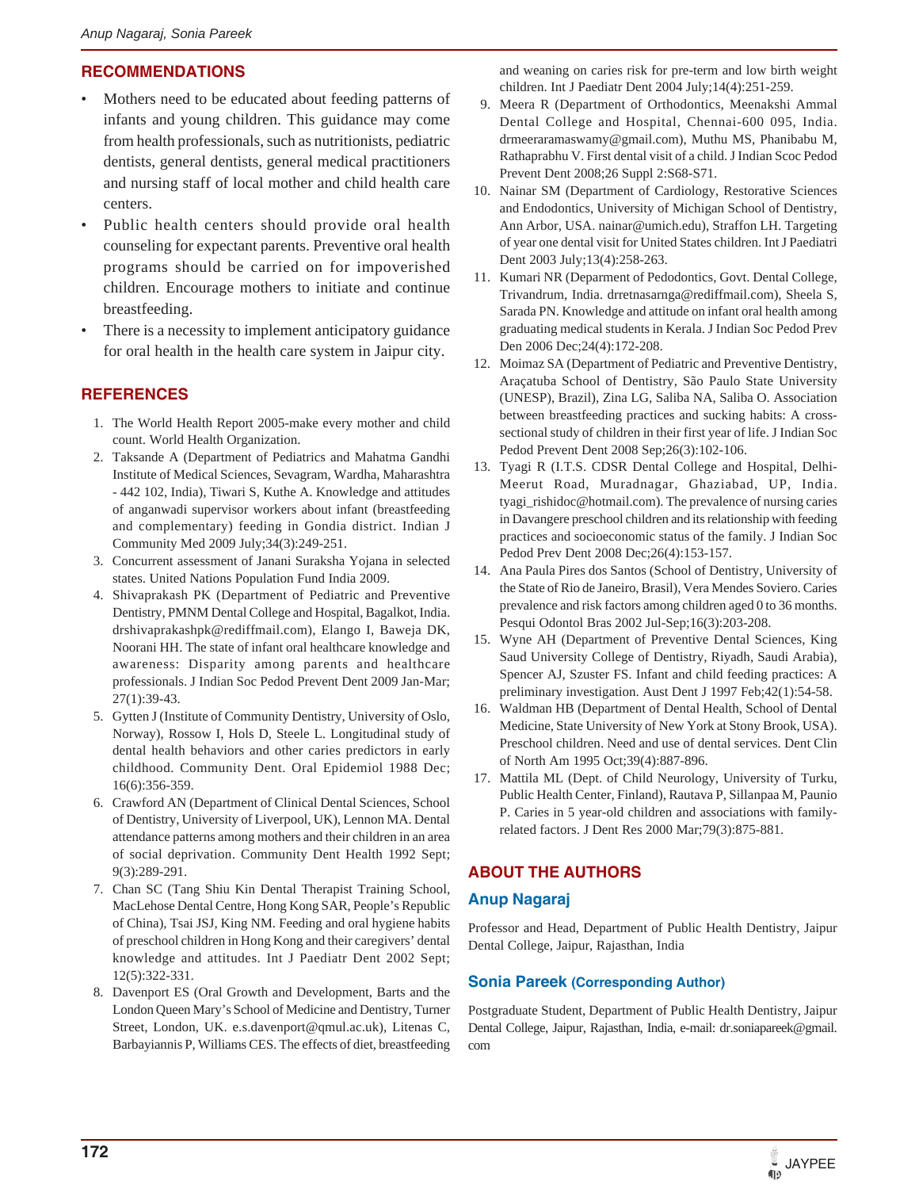## RECOMMENDATIONS

- Mothers need to be educated about feeding patterns of infants and young children. This guidance may come from health professionals, such as nutritionists, pediatric dentists, general dentists, general medical practitioners and nursing staff of local mother and child health care centers.
- Public health centers should provide oral health counseling for expectant parents. Preventive oral health programs should be carried on for impoverished children. Encourage mothers to initiate and continue breastfeeding.
- There is a necessity to implement anticipatory guidance for oral health in the health care system in Jaipur city.

## REFERENCES

1. The World Health Report 2005-make every mother and child count. World Health Organization.
2. Taksande A (Department of Pediatrics and Mahatma Gandhi Institute of Medical Sciences, Sevagram, Wardha, Maharashtra - 442 102, India), Tiwari S, Kuthe A. Knowledge and attitudes of anganwadi supervisor workers about infant (breastfeeding and complementary) feeding in Gondia district. Indian J Community Med 2009 July;34(3):249-251.
3. Concurrent assessment of Janani Suraksha Yojana in selected states. United Nations Population Fund India 2009.
4. Shivaprakash PK (Department of Pediatric and Preventive Dentistry, PMNM Dental College and Hospital, Bagalkot, India. drshivaprakashpk@rediffmail.com), Elango I, Baweja DK, Noorani HH. The state of infant oral healthcare knowledge and awareness: Disparity among parents and healthcare professionals. J Indian Soc Pedod Prevent Dent 2009 Jan-Mar; 27(1):39-43.
5. Gytten J (Institute of Community Dentistry, University of Oslo, Norway), Rossow I, Hols D, Steele L. Longitudinal study of dental health behaviors and other caries predictors in early childhood. Community Dent. Oral Epidemiol 1988 Dec; 16(6):356-359.
6. Crawford AN (Department of Clinical Dental Sciences, School of Dentistry, University of Liverpool, UK), Lennon MA. Dental attendance patterns among mothers and their children in an area of social deprivation. Community Dent Health 1992 Sept; 9(3):289-291.
7. Chan SC (Tang Shiu Kin Dental Therapist Training School, MacLehose Dental Centre, Hong Kong SAR, People's Republic of China), Tsai JSJ, King NM. Feeding and oral hygiene habits of preschool children in Hong Kong and their caregivers' dental knowledge and attitudes. Int J Paediatr Dent 2002 Sept; 12(5):322-331.
8. Davenport ES (Oral Growth and Development, Barts and the London Queen Mary's School of Medicine and Dentistry, Turner Street, London, UK. e.s.davenport@qmul.ac.uk), Litenas C, Barbayiannis P, Williams CES. The effects of diet, breastfeeding and weaning on caries risk for pre-term and low birth weight children. Int J Paediatr Dent 2004 July;14(4):251-259.
9. Meera R (Department of Orthodontics, Meenakshi Ammal Dental College and Hospital, Chennai-600 095, India. drmeeraramaswamy@gmail.com), Muthu MS, Phanibabu M, Rathaprabhu V. First dental visit of a child. J Indian Scoc Pedod Prevent Dent 2008;26 Suppl 2:S68-S71.
10. Nainar SM (Department of Cardiology, Restorative Sciences and Endodontics, University of Michigan School of Dentistry, Ann Arbor, USA. nainar@umich.edu), Straffon LH. Targeting of year one dental visit for United States children. Int J Paediatri Dent 2003 July;13(4):258-263.
11. Kumari NR (Deparment of Pedodontics, Govt. Dental College, Trivandrum, India. drretnasarnga@rediffmail.com), Sheela S, Sarada PN. Knowledge and attitude on infant oral health among graduating medical students in Kerala. J Indian Soc Pedod Prev Den 2006 Dec;24(4):172-208.
12. Moimaz SA (Department of Pediatric and Preventive Dentistry, Araçatuba School of Dentistry, São Paulo State University (UNESP), Brazil), Zina LG, Saliba NA, Saliba O. Association between breastfeeding practices and sucking habits: A cross-sectional study of children in their first year of life. J Indian Soc Pedod Prev Dent 2008 Sep;26(3):102-106.
13. Tyagi R (I.T.S. CDSR Dental College and Hospital, Delhi-Meerut Road, Muradnagar, Ghaziabad, UP, India. tyagi_rishidoc@hotmail.com). The prevalence of nursing caries in Davangere preschool children and its relationship with feeding practices and socioeconomic status of the family. J Indian Soc Pedod Prev Dent 2008 Dec;26(4):153-157.
14. Ana Paula Pires dos Santos (School of Dentistry, University of the State of Rio de Janeiro, Brasil), Vera Mendes Soviero. Caries prevalence and risk factors among children aged 0 to 36 months. Pesqui Odontol Bras 2002 Jul-Sep;16(3):203-208.
15. Wyne AH (Department of Preventive Dental Sciences, King Saud University College of Dentistry, Riyadh, Saudi Arabia), Spencer AJ, Szuster FS. Infant and child feeding practices: A preliminary investigation. Aust Dent J 1997 Feb;42(1):54-58.
16. Waldman HB (Department of Dental Health, School of Dental Medicine, State University of New York at Stony Brook, USA). Preschool children. Need and use of dental services. Dent Clin of North Am 1995 Oct;39(4):887-896.
17. Mattila ML (Dept. of Child Neurology, University of Turku, Public Health Center, Finland), Rautava P, Sillanpaa M, Paunio P. Caries in 5 year-old children and associations with family-related factors. J Dent Res 2000 Mar;79(3):875-881.

## ABOUT THE AUTHORS

### Anup Nagaraj

Professor and Head, Department of Public Health Dentistry, Jaipur Dental College, Jaipur, Rajasthan, India

### Sonia Pareek (Corresponding Author)

Postgraduate Student, Department of Public Health Dentistry, Jaipur Dental College, Jaipur, Rajasthan, India, e-mail: dr.soniapareek@gmail.com